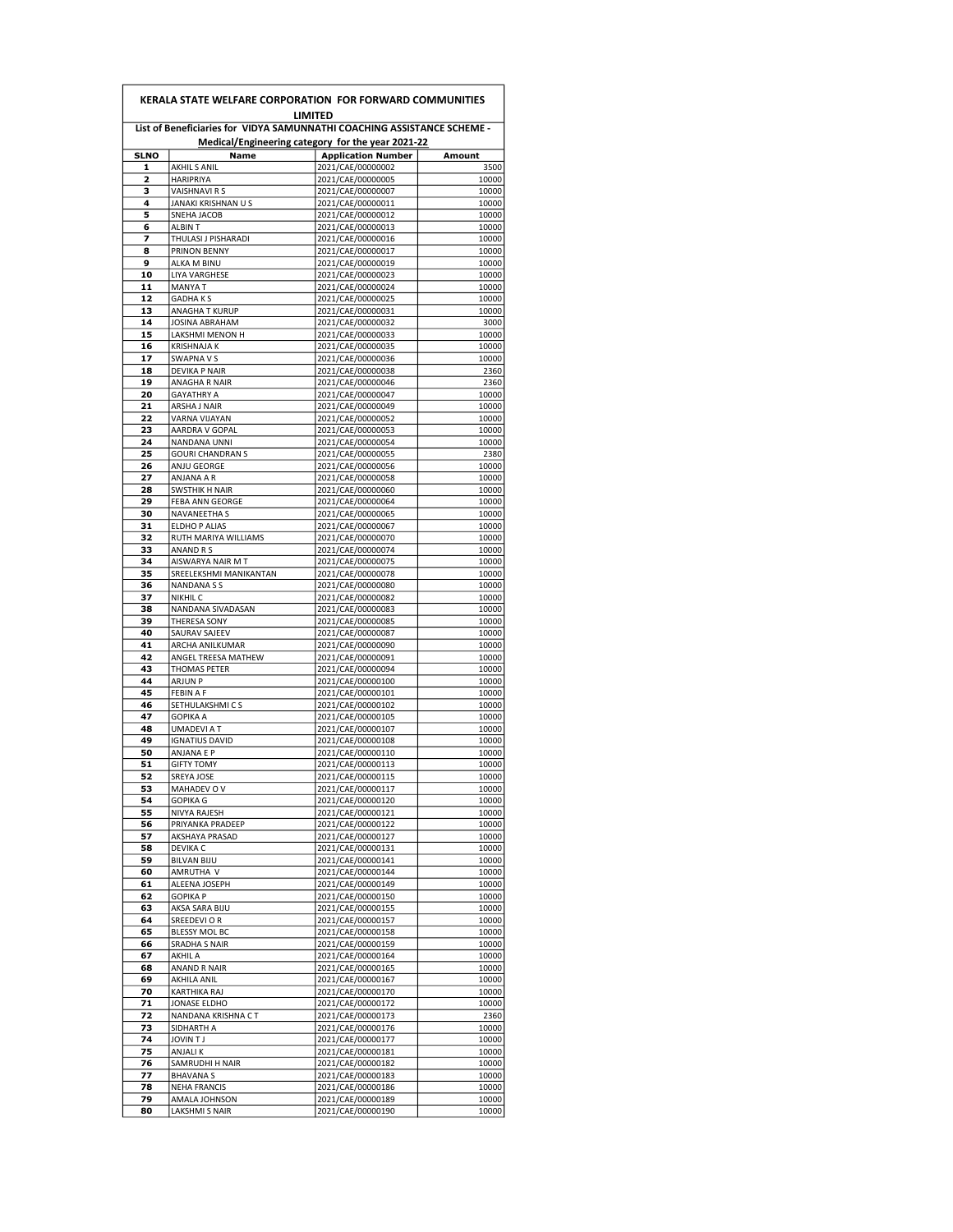# KERALA STATE WELFARE CORPORATION FOR FORWARD COMMUNITIES LIMITED

## List of Beneficiaries for VIDYA SAMUNNATHI COACHING ASSISTANCE SCHEME - Medical/Engineering category for the year 2021-22

| SLNO | Name | Application Number | Amount |
|---|---|---|---|
| 1 | AKHIL S ANIL | 2021/CAE/00000002 | 3500 |
| 2 | HARIPRIYA | 2021/CAE/00000005 | 10000 |
| 3 | VAISHNAVI R S | 2021/CAE/00000007 | 10000 |
| 4 | JANAKI KRISHNAN U S | 2021/CAE/00000011 | 10000 |
| 5 | SNEHA JACOB | 2021/CAE/00000012 | 10000 |
| 6 | ALBIN T | 2021/CAE/00000013 | 10000 |
| 7 | THULASI J PISHARADI | 2021/CAE/00000016 | 10000 |
| 8 | PRINON BENNY | 2021/CAE/00000017 | 10000 |
| 9 | ALKA M BINU | 2021/CAE/00000019 | 10000 |
| 10 | LIYA VARGHESE | 2021/CAE/00000023 | 10000 |
| 11 | MANYA T | 2021/CAE/00000024 | 10000 |
| 12 | GADHA K S | 2021/CAE/00000025 | 10000 |
| 13 | ANAGHA T KURUP | 2021/CAE/00000031 | 10000 |
| 14 | JOSINA ABRAHAM | 2021/CAE/00000032 | 3000 |
| 15 | LAKSHMI MENON H | 2021/CAE/00000033 | 10000 |
| 16 | KRISHNAJA K | 2021/CAE/00000035 | 10000 |
| 17 | SWAPNA V S | 2021/CAE/00000036 | 10000 |
| 18 | DEVIKA P NAIR | 2021/CAE/00000038 | 2360 |
| 19 | ANAGHA R NAIR | 2021/CAE/00000046 | 2360 |
| 20 | GAYATHRY A | 2021/CAE/00000047 | 10000 |
| 21 | ARSHA J NAIR | 2021/CAE/00000049 | 10000 |
| 22 | VARNA VIJAYAN | 2021/CAE/00000052 | 10000 |
| 23 | AARDRA V GOPAL | 2021/CAE/00000053 | 10000 |
| 24 | NANDANA UNNI | 2021/CAE/00000054 | 10000 |
| 25 | GOURI CHANDRAN S | 2021/CAE/00000055 | 2380 |
| 26 | ANJU GEORGE | 2021/CAE/00000056 | 10000 |
| 27 | ANJANA A R | 2021/CAE/00000058 | 10000 |
| 28 | SWSTHIK H NAIR | 2021/CAE/00000060 | 10000 |
| 29 | FEBA ANN GEORGE | 2021/CAE/00000064 | 10000 |
| 30 | NAVANEETHA S | 2021/CAE/00000065 | 10000 |
| 31 | ELDHO P ALIAS | 2021/CAE/00000067 | 10000 |
| 32 | RUTH MARIYA WILLIAMS | 2021/CAE/00000070 | 10000 |
| 33 | ANAND R S | 2021/CAE/00000074 | 10000 |
| 34 | AISWARYA NAIR M T | 2021/CAE/00000075 | 10000 |
| 35 | SREELEKSHMI MANIKANTAN | 2021/CAE/00000078 | 10000 |
| 36 | NANDANA S S | 2021/CAE/00000080 | 10000 |
| 37 | NIKHIL C | 2021/CAE/00000082 | 10000 |
| 38 | NANDANA SIVADASAN | 2021/CAE/00000083 | 10000 |
| 39 | THERESA SONY | 2021/CAE/00000085 | 10000 |
| 40 | SAURAV SAJEEV | 2021/CAE/00000087 | 10000 |
| 41 | ARCHA ANILKUMAR | 2021/CAE/00000090 | 10000 |
| 42 | ANGEL TREESA MATHEW | 2021/CAE/00000091 | 10000 |
| 43 | THOMAS PETER | 2021/CAE/00000094 | 10000 |
| 44 | ARJUN P | 2021/CAE/00000100 | 10000 |
| 45 | FEBIN A F | 2021/CAE/00000101 | 10000 |
| 46 | SETHULAKSHMI C S | 2021/CAE/00000102 | 10000 |
| 47 | GOPIKA A | 2021/CAE/00000105 | 10000 |
| 48 | UMADEVI A T | 2021/CAE/00000107 | 10000 |
| 49 | IGNATIUS DAVID | 2021/CAE/00000108 | 10000 |
| 50 | ANJANA E P | 2021/CAE/00000110 | 10000 |
| 51 | GIFTY TOMY | 2021/CAE/00000113 | 10000 |
| 52 | SREYA JOSE | 2021/CAE/00000115 | 10000 |
| 53 | MAHADEV O V | 2021/CAE/00000117 | 10000 |
| 54 | GOPIKA G | 2021/CAE/00000120 | 10000 |
| 55 | NIVYA RAJESH | 2021/CAE/00000121 | 10000 |
| 56 | PRIYANKA PRADEEP | 2021/CAE/00000122 | 10000 |
| 57 | AKSHAYA PRASAD | 2021/CAE/00000127 | 10000 |
| 58 | DEVIKA C | 2021/CAE/00000131 | 10000 |
| 59 | BILVAN BIJU | 2021/CAE/00000141 | 10000 |
| 60 | AMRUTHA V | 2021/CAE/00000144 | 10000 |
| 61 | ALEENA JOSEPH | 2021/CAE/00000149 | 10000 |
| 62 | GOPIKA P | 2021/CAE/00000150 | 10000 |
| 63 | AKSA SARA BIJU | 2021/CAE/00000155 | 10000 |
| 64 | SREEDEVI O R | 2021/CAE/00000157 | 10000 |
| 65 | BLESSY MOL BC | 2021/CAE/00000158 | 10000 |
| 66 | SRADHA S NAIR | 2021/CAE/00000159 | 10000 |
| 67 | AKHIL A | 2021/CAE/00000164 | 10000 |
| 68 | ANAND R NAIR | 2021/CAE/00000165 | 10000 |
| 69 | AKHILA ANIL | 2021/CAE/00000167 | 10000 |
| 70 | KARTHIKA RAJ | 2021/CAE/00000170 | 10000 |
| 71 | JONASE ELDHO | 2021/CAE/00000172 | 10000 |
| 72 | NANDANA KRISHNA C T | 2021/CAE/00000173 | 2360 |
| 73 | SIDHARTH A | 2021/CAE/00000176 | 10000 |
| 74 | JOVIN T J | 2021/CAE/00000177 | 10000 |
| 75 | ANJALI K | 2021/CAE/00000181 | 10000 |
| 76 | SAMRUDHI H NAIR | 2021/CAE/00000182 | 10000 |
| 77 | BHAVANA S | 2021/CAE/00000183 | 10000 |
| 78 | NEHA FRANCIS | 2021/CAE/00000186 | 10000 |
| 79 | AMALA JOHNSON | 2021/CAE/00000189 | 10000 |
| 80 | LAKSHMI S NAIR | 2021/CAE/00000190 | 10000 |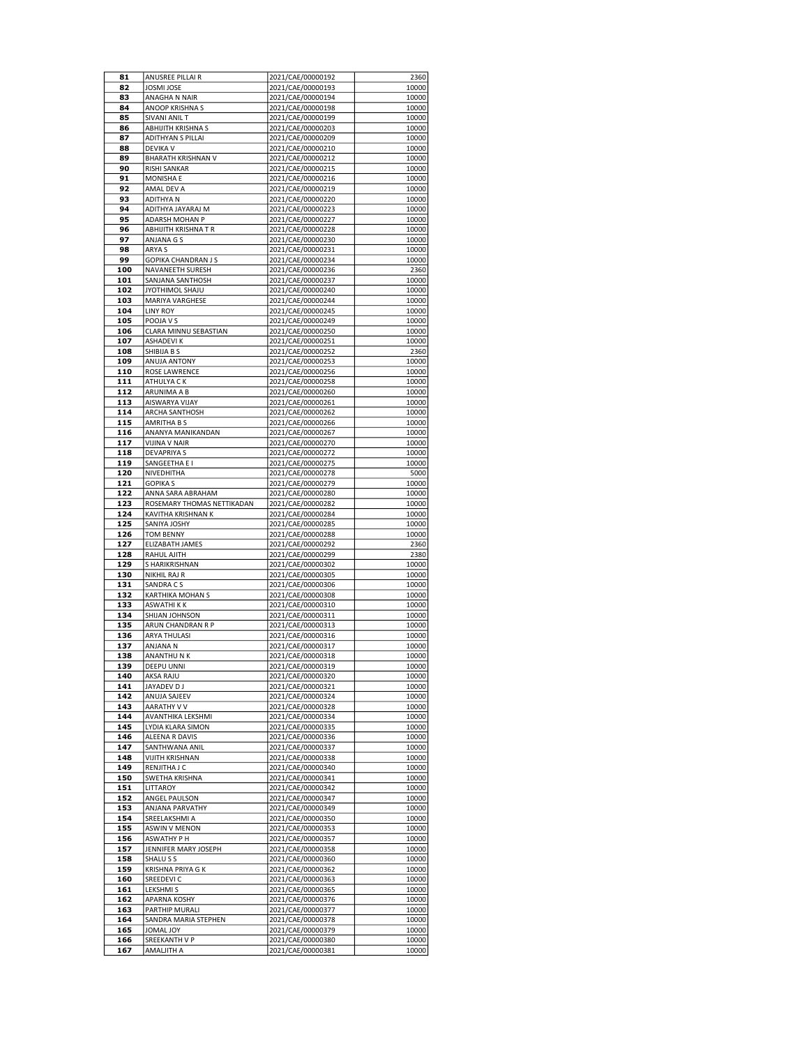| 81 | ANUSREE PILLAI R | 2021/CAE/00000192 | 2360 |
|---|---|---|---|
| 82 | JOSMI JOSE | 2021/CAE/00000193 | 10000 |
| 83 | ANAGHA N NAIR | 2021/CAE/00000194 | 10000 |
| 84 | ANOOP KRISHNA S | 2021/CAE/00000198 | 10000 |
| 85 | SIVANI ANIL T | 2021/CAE/00000199 | 10000 |
| 86 | ABHIJITH KRISHNA S | 2021/CAE/00000203 | 10000 |
| 87 | ADITHYAN S PILLAI | 2021/CAE/00000209 | 10000 |
| 88 | DEVIKA V | 2021/CAE/00000210 | 10000 |
| 89 | BHARATH KRISHNAN V | 2021/CAE/00000212 | 10000 |
| 90 | RISHI SANKAR | 2021/CAE/00000215 | 10000 |
| 91 | MONISHA E | 2021/CAE/00000216 | 10000 |
| 92 | AMAL DEV A | 2021/CAE/00000219 | 10000 |
| 93 | ADITHYA N | 2021/CAE/00000220 | 10000 |
| 94 | ADITHYA JAYARAJ M | 2021/CAE/00000223 | 10000 |
| 95 | ADARSH MOHAN P | 2021/CAE/00000227 | 10000 |
| 96 | ABHIJITH KRISHNA T R | 2021/CAE/00000228 | 10000 |
| 97 | ANJANA G S | 2021/CAE/00000230 | 10000 |
| 98 | ARYA S | 2021/CAE/00000231 | 10000 |
| 99 | GOPIKA CHANDRAN J S | 2021/CAE/00000234 | 10000 |
| 100 | NAVANEETH SURESH | 2021/CAE/00000236 | 2360 |
| 101 | SANJANA SANTHOSH | 2021/CAE/00000237 | 10000 |
| 102 | JYOTHIMOL SHAJU | 2021/CAE/00000240 | 10000 |
| 103 | MARIYA VARGHESE | 2021/CAE/00000244 | 10000 |
| 104 | LINY ROY | 2021/CAE/00000245 | 10000 |
| 105 | POOJA V S | 2021/CAE/00000249 | 10000 |
| 106 | CLARA MINNU SEBASTIAN | 2021/CAE/00000250 | 10000 |
| 107 | ASHADEVI K | 2021/CAE/00000251 | 10000 |
| 108 | SHIBIJA B S | 2021/CAE/00000252 | 2360 |
| 109 | ANUJA ANTONY | 2021/CAE/00000253 | 10000 |
| 110 | ROSE LAWRENCE | 2021/CAE/00000256 | 10000 |
| 111 | ATHULYA C K | 2021/CAE/00000258 | 10000 |
| 112 | ARUNIMA A B | 2021/CAE/00000260 | 10000 |
| 113 | AISWARYA VIJAY | 2021/CAE/00000261 | 10000 |
| 114 | ARCHA SANTHOSH | 2021/CAE/00000262 | 10000 |
| 115 | AMRITHA B S | 2021/CAE/00000266 | 10000 |
| 116 | ANANYA MANIKANDAN | 2021/CAE/00000267 | 10000 |
| 117 | VIJINA V NAIR | 2021/CAE/00000270 | 10000 |
| 118 | DEVAPRIYA S | 2021/CAE/00000272 | 10000 |
| 119 | SANGEETHA E I | 2021/CAE/00000275 | 10000 |
| 120 | NIVEDHITHA | 2021/CAE/00000278 | 5000 |
| 121 | GOPIKA S | 2021/CAE/00000279 | 10000 |
| 122 | ANNA SARA ABRAHAM | 2021/CAE/00000280 | 10000 |
| 123 | ROSEMARY THOMAS NETTIKADAN | 2021/CAE/00000282 | 10000 |
| 124 | KAVITHA KRISHNAN K | 2021/CAE/00000284 | 10000 |
| 125 | SANIYA JOSHY | 2021/CAE/00000285 | 10000 |
| 126 | TOM BENNY | 2021/CAE/00000288 | 10000 |
| 127 | ELIZABATH JAMES | 2021/CAE/00000292 | 2360 |
| 128 | RAHUL AJITH | 2021/CAE/00000299 | 2380 |
| 129 | S HARIKRISHNAN | 2021/CAE/00000302 | 10000 |
| 130 | NIKHIL RAJ R | 2021/CAE/00000305 | 10000 |
| 131 | SANDRA C S | 2021/CAE/00000306 | 10000 |
| 132 | KARTHIKA MOHAN S | 2021/CAE/00000308 | 10000 |
| 133 | ASWATHI K K | 2021/CAE/00000310 | 10000 |
| 134 | SHIJAN JOHNSON | 2021/CAE/00000311 | 10000 |
| 135 | ARUN CHANDRAN R P | 2021/CAE/00000313 | 10000 |
| 136 | ARYA THULASI | 2021/CAE/00000316 | 10000 |
| 137 | ANJANA N | 2021/CAE/00000317 | 10000 |
| 138 | ANANTHU N K | 2021/CAE/00000318 | 10000 |
| 139 | DEEPU UNNI | 2021/CAE/00000319 | 10000 |
| 140 | AKSA RAJU | 2021/CAE/00000320 | 10000 |
| 141 | JAYADEV D J | 2021/CAE/00000321 | 10000 |
| 142 | ANUJA SAJEEV | 2021/CAE/00000324 | 10000 |
| 143 | AARATHY V V | 2021/CAE/00000328 | 10000 |
| 144 | AVANTHIKA LEKSHMI | 2021/CAE/00000334 | 10000 |
| 145 | LYDIA KLARA SIMON | 2021/CAE/00000335 | 10000 |
| 146 | ALEENA R DAVIS | 2021/CAE/00000336 | 10000 |
| 147 | SANTHWANA ANIL | 2021/CAE/00000337 | 10000 |
| 148 | VIJITH KRISHNAN | 2021/CAE/00000338 | 10000 |
| 149 | RENJITHA J C | 2021/CAE/00000340 | 10000 |
| 150 | SWETHA KRISHNA | 2021/CAE/00000341 | 10000 |
| 151 | LITTAROY | 2021/CAE/00000342 | 10000 |
| 152 | ANGEL PAULSON | 2021/CAE/00000347 | 10000 |
| 153 | ANJANA PARVATHY | 2021/CAE/00000349 | 10000 |
| 154 | SREELAKSHMI A | 2021/CAE/00000350 | 10000 |
| 155 | ASWIN V MENON | 2021/CAE/00000353 | 10000 |
| 156 | ASWATHY P H | 2021/CAE/00000357 | 10000 |
| 157 | JENNIFER MARY JOSEPH | 2021/CAE/00000358 | 10000 |
| 158 | SHALU S S | 2021/CAE/00000360 | 10000 |
| 159 | KRISHNA PRIYA G K | 2021/CAE/00000362 | 10000 |
| 160 | SREEDEVI C | 2021/CAE/00000363 | 10000 |
| 161 | LEKSHMI S | 2021/CAE/00000365 | 10000 |
| 162 | APARNA KOSHY | 2021/CAE/00000376 | 10000 |
| 163 | PARTHIP MURALI | 2021/CAE/00000377 | 10000 |
| 164 | SANDRA MARIA STEPHEN | 2021/CAE/00000378 | 10000 |
| 165 | JOMAL JOY | 2021/CAE/00000379 | 10000 |
| 166 | SREEKANTH V P | 2021/CAE/00000380 | 10000 |
| 167 | AMALJITH A | 2021/CAE/00000381 | 10000 |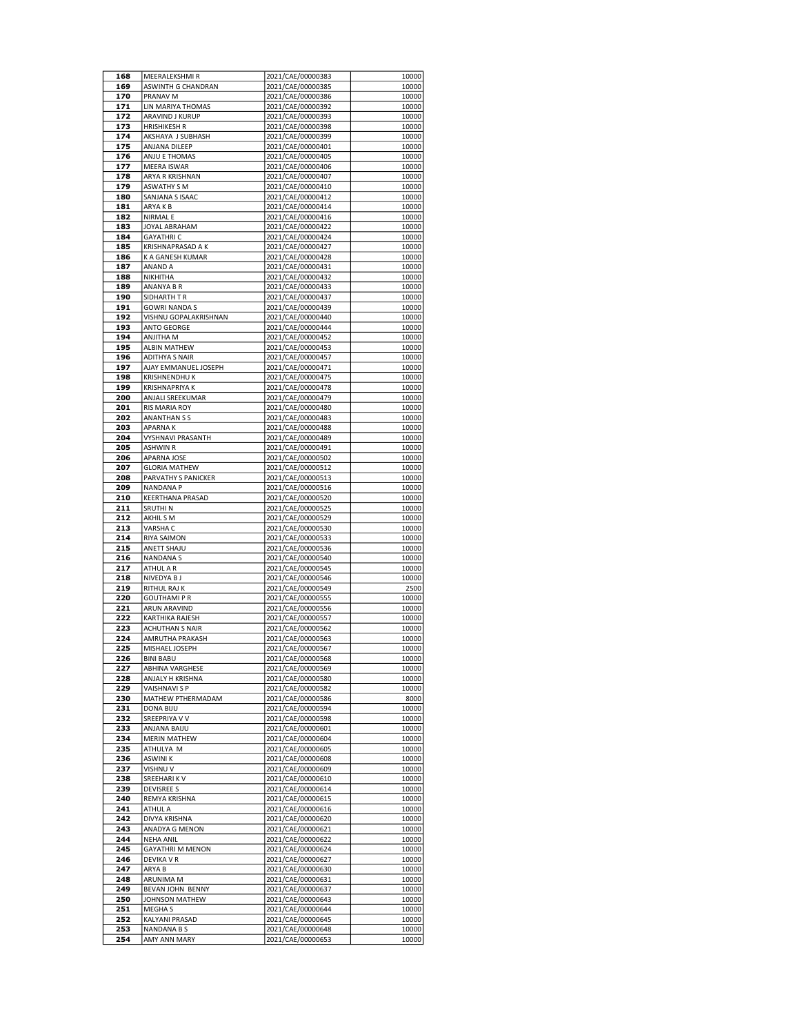| 168 | MEERALEKSHMI R | 2021/CAE/00000383 | 10000 |
|---|---|---|---|
| 169 | ASWINTH G CHANDRAN | 2021/CAE/00000385 | 10000 |
| 170 | PRANAV M | 2021/CAE/00000386 | 10000 |
| 171 | LIN MARIYA THOMAS | 2021/CAE/00000392 | 10000 |
| 172 | ARAVIND J KURUP | 2021/CAE/00000393 | 10000 |
| 173 | HRISHIKESH R | 2021/CAE/00000398 | 10000 |
| 174 | AKSHAYA J SUBHASH | 2021/CAE/00000399 | 10000 |
| 175 | ANJANA DILEEP | 2021/CAE/00000401 | 10000 |
| 176 | ANJU E THOMAS | 2021/CAE/00000405 | 10000 |
| 177 | MEERA ISWAR | 2021/CAE/00000406 | 10000 |
| 178 | ARYA R KRISHNAN | 2021/CAE/00000407 | 10000 |
| 179 | ASWATHY S M | 2021/CAE/00000410 | 10000 |
| 180 | SANJANA S ISAAC | 2021/CAE/00000412 | 10000 |
| 181 | ARYA K B | 2021/CAE/00000414 | 10000 |
| 182 | NIRMAL E | 2021/CAE/00000416 | 10000 |
| 183 | JOYAL ABRAHAM | 2021/CAE/00000422 | 10000 |
| 184 | GAYATHRI C | 2021/CAE/00000424 | 10000 |
| 185 | KRISHNAPRASAD A K | 2021/CAE/00000427 | 10000 |
| 186 | K A GANESH KUMAR | 2021/CAE/00000428 | 10000 |
| 187 | ANAND A | 2021/CAE/00000431 | 10000 |
| 188 | NIKHITHA | 2021/CAE/00000432 | 10000 |
| 189 | ANANYA B R | 2021/CAE/00000433 | 10000 |
| 190 | SIDHARTH T R | 2021/CAE/00000437 | 10000 |
| 191 | GOWRI NANDA S | 2021/CAE/00000439 | 10000 |
| 192 | VISHNU GOPALAKRISHNAN | 2021/CAE/00000440 | 10000 |
| 193 | ANTO GEORGE | 2021/CAE/00000444 | 10000 |
| 194 | ANJITHA M | 2021/CAE/00000452 | 10000 |
| 195 | ALBIN MATHEW | 2021/CAE/00000453 | 10000 |
| 196 | ADITHYA S NAIR | 2021/CAE/00000457 | 10000 |
| 197 | AJAY EMMANUEL JOSEPH | 2021/CAE/00000471 | 10000 |
| 198 | KRISHNENDHU K | 2021/CAE/00000475 | 10000 |
| 199 | KRISHNAPRIYA K | 2021/CAE/00000478 | 10000 |
| 200 | ANJALI SREEKUMAR | 2021/CAE/00000479 | 10000 |
| 201 | RIS MARIA ROY | 2021/CAE/00000480 | 10000 |
| 202 | ANANTHAN S S | 2021/CAE/00000483 | 10000 |
| 203 | APARNA K | 2021/CAE/00000488 | 10000 |
| 204 | VYSHNAVI PRASANTH | 2021/CAE/00000489 | 10000 |
| 205 | ASHWIN R | 2021/CAE/00000491 | 10000 |
| 206 | APARNA JOSE | 2021/CAE/00000502 | 10000 |
| 207 | GLORIA MATHEW | 2021/CAE/00000512 | 10000 |
| 208 | PARVATHY S PANICKER | 2021/CAE/00000513 | 10000 |
| 209 | NANDANA P | 2021/CAE/00000516 | 10000 |
| 210 | KEERTHANA PRASAD | 2021/CAE/00000520 | 10000 |
| 211 | SRUTHI N | 2021/CAE/00000525 | 10000 |
| 212 | AKHIL S M | 2021/CAE/00000529 | 10000 |
| 213 | VARSHA C | 2021/CAE/00000530 | 10000 |
| 214 | RIYA SAIMON | 2021/CAE/00000533 | 10000 |
| 215 | ANETT SHAJU | 2021/CAE/00000536 | 10000 |
| 216 | NANDANA S | 2021/CAE/00000540 | 10000 |
| 217 | ATHUL A R | 2021/CAE/00000545 | 10000 |
| 218 | NIVEDYA B J | 2021/CAE/00000546 | 10000 |
| 219 | RITHUL RAJ K | 2021/CAE/00000549 | 2500 |
| 220 | GOUTHAMI P R | 2021/CAE/00000555 | 10000 |
| 221 | ARUN ARAVIND | 2021/CAE/00000556 | 10000 |
| 222 | KARTHIKA RAJESH | 2021/CAE/00000557 | 10000 |
| 223 | ACHUTHAN S NAIR | 2021/CAE/00000562 | 10000 |
| 224 | AMRUTHA PRAKASH | 2021/CAE/00000563 | 10000 |
| 225 | MISHAEL JOSEPH | 2021/CAE/00000567 | 10000 |
| 226 | BINI BABU | 2021/CAE/00000568 | 10000 |
| 227 | ABHINA VARGHESE | 2021/CAE/00000569 | 10000 |
| 228 | ANJALY H KRISHNA | 2021/CAE/00000580 | 10000 |
| 229 | VAISHNAVI S P | 2021/CAE/00000582 | 10000 |
| 230 | MATHEW PTHERMADAM | 2021/CAE/00000586 | 8000 |
| 231 | DONA BIJU | 2021/CAE/00000594 | 10000 |
| 232 | SREEPRIYA V V | 2021/CAE/00000598 | 10000 |
| 233 | ANJANA BAIJU | 2021/CAE/00000601 | 10000 |
| 234 | MERIN MATHEW | 2021/CAE/00000604 | 10000 |
| 235 | ATHULYA M | 2021/CAE/00000605 | 10000 |
| 236 | ASWINI K | 2021/CAE/00000608 | 10000 |
| 237 | VISHNU V | 2021/CAE/00000609 | 10000 |
| 238 | SREEHARI K V | 2021/CAE/00000610 | 10000 |
| 239 | DEVISREE S | 2021/CAE/00000614 | 10000 |
| 240 | REMYA KRISHNA | 2021/CAE/00000615 | 10000 |
| 241 | ATHUL A | 2021/CAE/00000616 | 10000 |
| 242 | DIVYA KRISHNA | 2021/CAE/00000620 | 10000 |
| 243 | ANADYA G MENON | 2021/CAE/00000621 | 10000 |
| 244 | NEHA ANIL | 2021/CAE/00000622 | 10000 |
| 245 | GAYATHRI M MENON | 2021/CAE/00000624 | 10000 |
| 246 | DEVIKA V R | 2021/CAE/00000627 | 10000 |
| 247 | ARYA B | 2021/CAE/00000630 | 10000 |
| 248 | ARUNIMA M | 2021/CAE/00000631 | 10000 |
| 249 | BEVAN JOHN BENNY | 2021/CAE/00000637 | 10000 |
| 250 | JOHNSON MATHEW | 2021/CAE/00000643 | 10000 |
| 251 | MEGHA S | 2021/CAE/00000644 | 10000 |
| 252 | KALYANI PRASAD | 2021/CAE/00000645 | 10000 |
| 253 | NANDANA B S | 2021/CAE/00000648 | 10000 |
| 254 | AMY ANN MARY | 2021/CAE/00000653 | 10000 |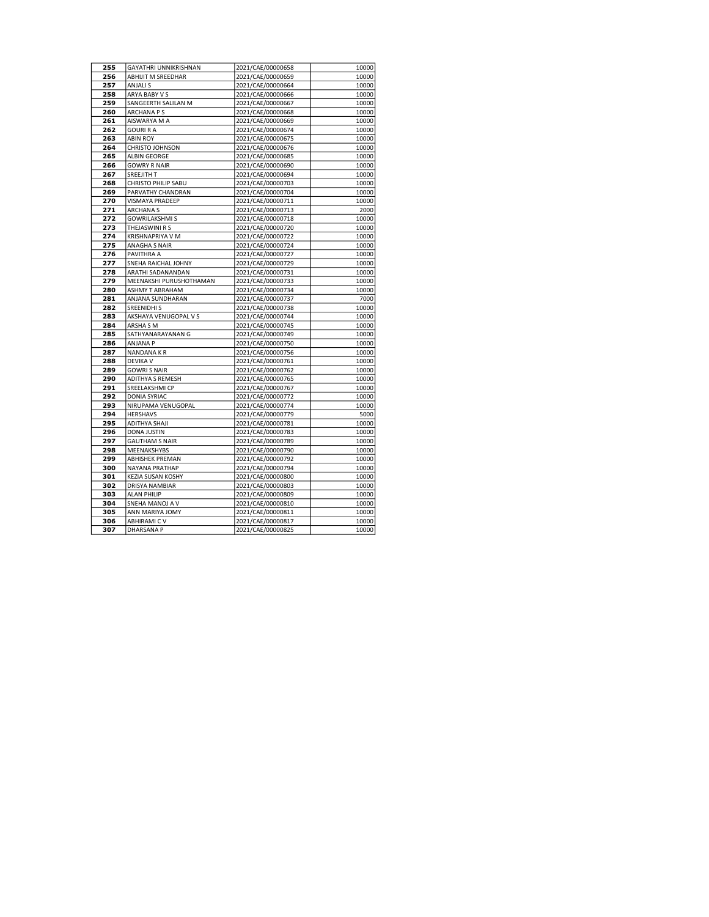| | | | |
|---|---|---|---|
| 255 | GAYATHRI UNNIKRISHNAN | 2021/CAE/00000658 | 10000 |
| 256 | ABHIJIT M SREEDHAR | 2021/CAE/00000659 | 10000 |
| 257 | ANJALI S | 2021/CAE/00000664 | 10000 |
| 258 | ARYA BABY V S | 2021/CAE/00000666 | 10000 |
| 259 | SANGEERTH SALILAN M | 2021/CAE/00000667 | 10000 |
| 260 | ARCHANA P S | 2021/CAE/00000668 | 10000 |
| 261 | AISWARYA M A | 2021/CAE/00000669 | 10000 |
| 262 | GOURI R A | 2021/CAE/00000674 | 10000 |
| 263 | ABIN ROY | 2021/CAE/00000675 | 10000 |
| 264 | CHRISTO JOHNSON | 2021/CAE/00000676 | 10000 |
| 265 | ALBIN GEORGE | 2021/CAE/00000685 | 10000 |
| 266 | GOWRY R NAIR | 2021/CAE/00000690 | 10000 |
| 267 | SREEJITH T | 2021/CAE/00000694 | 10000 |
| 268 | CHRISTO PHILIP SABU | 2021/CAE/00000703 | 10000 |
| 269 | PARVATHY CHANDRAN | 2021/CAE/00000704 | 10000 |
| 270 | VISMAYA PRADEEP | 2021/CAE/00000711 | 10000 |
| 271 | ARCHANA S | 2021/CAE/00000713 | 2000 |
| 272 | GOWRILAKSHMI S | 2021/CAE/00000718 | 10000 |
| 273 | THEJASWINI R S | 2021/CAE/00000720 | 10000 |
| 274 | KRISHNAPRIYA V M | 2021/CAE/00000722 | 10000 |
| 275 | ANAGHA S NAIR | 2021/CAE/00000724 | 10000 |
| 276 | PAVITHRA A | 2021/CAE/00000727 | 10000 |
| 277 | SNEHA RAICHAL JOHNY | 2021/CAE/00000729 | 10000 |
| 278 | ARATHI SADANANDAN | 2021/CAE/00000731 | 10000 |
| 279 | MEENAKSHI PURUSHOTHAMAN | 2021/CAE/00000733 | 10000 |
| 280 | ASHMY T ABRAHAM | 2021/CAE/00000734 | 10000 |
| 281 | ANJANA SUNDHARAN | 2021/CAE/00000737 | 7000 |
| 282 | SREENIDHI S | 2021/CAE/00000738 | 10000 |
| 283 | AKSHAYA VENUGOPAL V S | 2021/CAE/00000744 | 10000 |
| 284 | ARSHA S M | 2021/CAE/00000745 | 10000 |
| 285 | SATHYANARAYANAN G | 2021/CAE/00000749 | 10000 |
| 286 | ANJANA P | 2021/CAE/00000750 | 10000 |
| 287 | NANDANA K R | 2021/CAE/00000756 | 10000 |
| 288 | DEVIKA V | 2021/CAE/00000761 | 10000 |
| 289 | GOWRI S NAIR | 2021/CAE/00000762 | 10000 |
| 290 | ADITHYA S REMESH | 2021/CAE/00000765 | 10000 |
| 291 | SREELAKSHMI CP | 2021/CAE/00000767 | 10000 |
| 292 | DONIA SYRIAC | 2021/CAE/00000772 | 10000 |
| 293 | NIRUPAMA VENUGOPAL | 2021/CAE/00000774 | 10000 |
| 294 | HERSHAVS | 2021/CAE/00000779 | 5000 |
| 295 | ADITHYA SHAJI | 2021/CAE/00000781 | 10000 |
| 296 | DONA JUSTIN | 2021/CAE/00000783 | 10000 |
| 297 | GAUTHAM S NAIR | 2021/CAE/00000789 | 10000 |
| 298 | MEENAKSHYBS | 2021/CAE/00000790 | 10000 |
| 299 | ABHISHEK PREMAN | 2021/CAE/00000792 | 10000 |
| 300 | NAYANA PRATHAP | 2021/CAE/00000794 | 10000 |
| 301 | KEZIA SUSAN KOSHY | 2021/CAE/00000800 | 10000 |
| 302 | DRISYA NAMBIAR | 2021/CAE/00000803 | 10000 |
| 303 | ALAN PHILIP | 2021/CAE/00000809 | 10000 |
| 304 | SNEHA MANOJ A V | 2021/CAE/00000810 | 10000 |
| 305 | ANN MARIYA JOMY | 2021/CAE/00000811 | 10000 |
| 306 | ABHIRAMI C V | 2021/CAE/00000817 | 10000 |
| 307 | DHARSANA P | 2021/CAE/00000825 | 10000 |